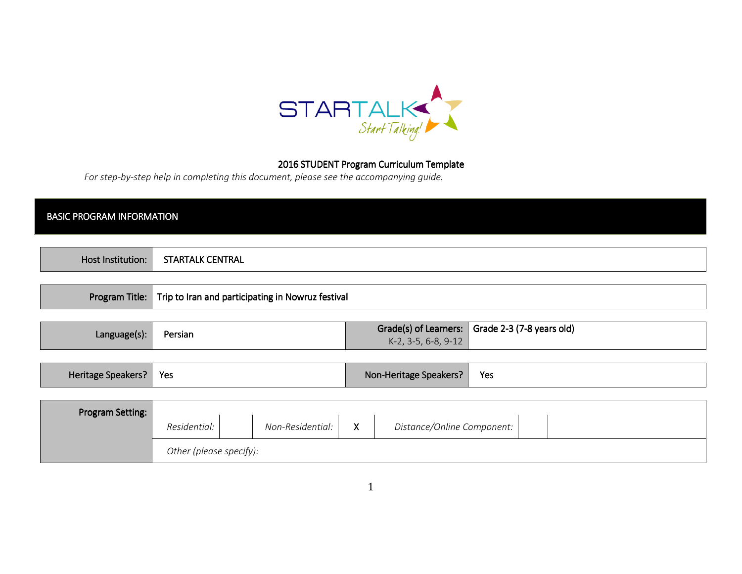STARTALK
*Start Talking!*

2016 STUDENT Program Curriculum Template

*For step-by-step help in completing this document, please see the accompanying guide.*

## BASIC PROGRAM INFORMATION

| Host Institution: | STARTALK CENTRAL |
|---|---|

| Program Title: | Trip to Iran and participating in Nowruz festival |
|---|---|

| Language(s): | Persian | Grade(s) of Learners: K-2, 3-5, 6-8, 9-12 | Grade 2-3 (7-8 years old) |
|---|---|---|---|

| Heritage Speakers? | Yes | Non-Heritage Speakers? | Yes |
|---|---|---|---|

| Program Setting: | *Residential:* | | *Non-Residential:* | X | *Distance/Online Component:* | |
|---|---|---|---|---|---|---|
| | *Other (please specify):* | | | | | |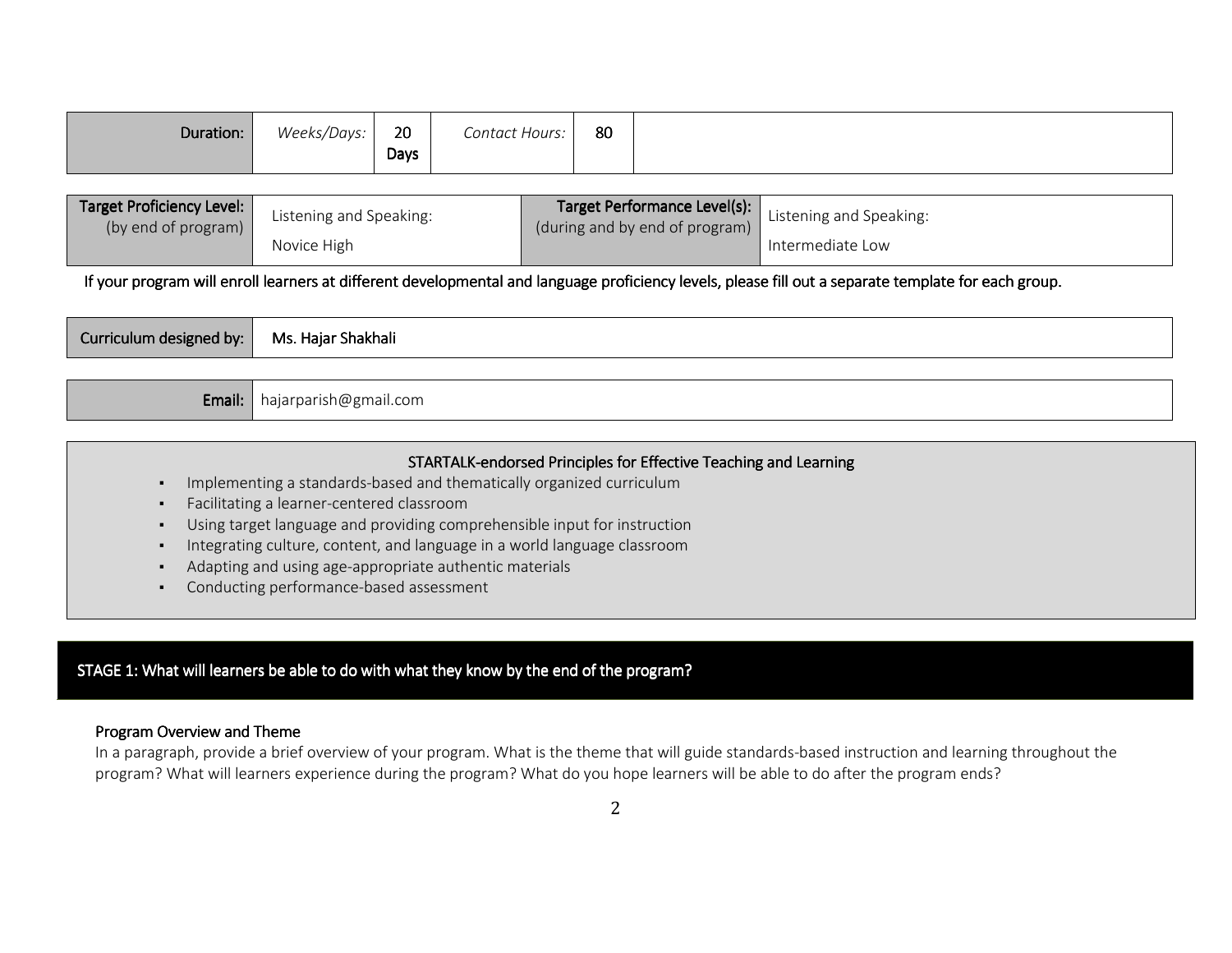| **Duration:** | *Weeks/Days:* | **20 Days** | *Contact Hours:* | **80** | |
|---|---|---|---|---|---|

| **Target Proficiency Level:** (by end of program) | Listening and Speaking: Novice High | **Target Performance Level(s):** (during and by end of program) | Listening and Speaking: Intermediate Low |
|---|---|---|---|

If your program will enroll learners at different developmental and language proficiency levels, please fill out a separate template for each group.

| **Curriculum designed by:** | Ms. Hajar Shakhali |
|---|---|

| **Email:** | hajarparish@gmail.com |
|---|---|

**STARTALK-endorsed Principles for Effective Teaching and Learning**

- Implementing a standards-based and thematically organized curriculum
- Facilitating a learner-centered classroom
- Using target language and providing comprehensible input for instruction
- Integrating culture, content, and language in a world language classroom
- Adapting and using age-appropriate authentic materials
- Conducting performance-based assessment

## STAGE 1: What will learners be able to do with what they know by the end of the program?

### Program Overview and Theme

In a paragraph, provide a brief overview of your program. What is the theme that will guide standards-based instruction and learning throughout the program? What will learners experience during the program? What do you hope learners will be able to do after the program ends?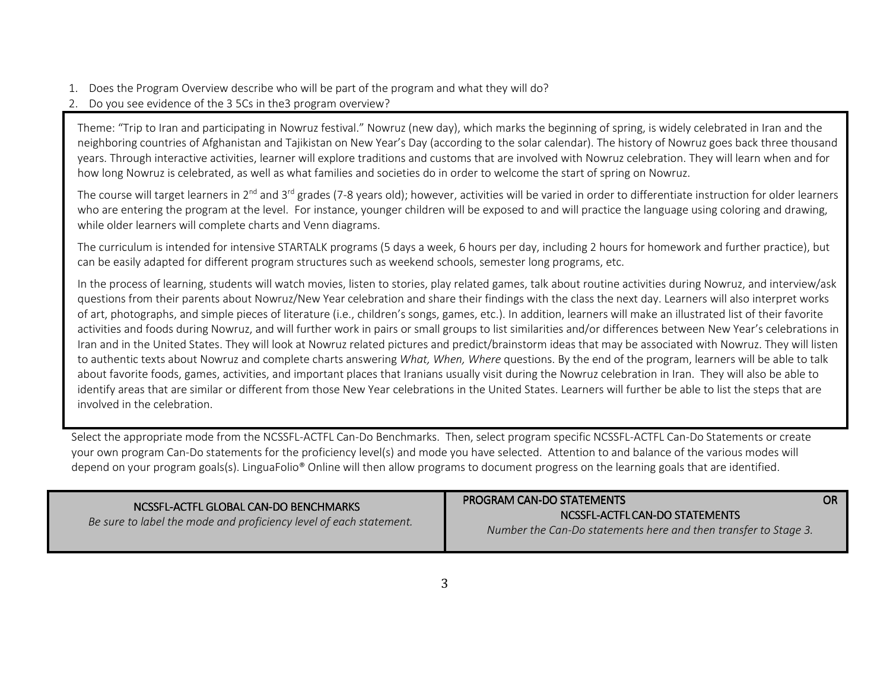1. Does the Program Overview describe who will be part of the program and what they will do?
2. Do you see evidence of the 3 5Cs in the3 program overview?

Theme: "Trip to Iran and participating in Nowruz festival." Nowruz (new day), which marks the beginning of spring, is widely celebrated in Iran and the neighboring countries of Afghanistan and Tajikistan on New Year's Day (according to the solar calendar). The history of Nowruz goes back three thousand years. Through interactive activities, learner will explore traditions and customs that are involved with Nowruz celebration. They will learn when and for how long Nowruz is celebrated, as well as what families and societies do in order to welcome the start of spring on Nowruz.

The course will target learners in 2nd and 3rd grades (7-8 years old); however, activities will be varied in order to differentiate instruction for older learners who are entering the program at the level. For instance, younger children will be exposed to and will practice the language using coloring and drawing, while older learners will complete charts and Venn diagrams.

The curriculum is intended for intensive STARTALK programs (5 days a week, 6 hours per day, including 2 hours for homework and further practice), but can be easily adapted for different program structures such as weekend schools, semester long programs, etc.

In the process of learning, students will watch movies, listen to stories, play related games, talk about routine activities during Nowruz, and interview/ask questions from their parents about Nowruz/New Year celebration and share their findings with the class the next day. Learners will also interpret works of art, photographs, and simple pieces of literature (i.e., children's songs, games, etc.). In addition, learners will make an illustrated list of their favorite activities and foods during Nowruz, and will further work in pairs or small groups to list similarities and/or differences between New Year's celebrations in Iran and in the United States. They will look at Nowruz related pictures and predict/brainstorm ideas that may be associated with Nowruz. They will listen to authentic texts about Nowruz and complete charts answering *What, When, Where* questions. By the end of the program, learners will be able to talk about favorite foods, games, activities, and important places that Iranians usually visit during the Nowruz celebration in Iran. They will also be able to identify areas that are similar or different from those New Year celebrations in the United States. Learners will further be able to list the steps that are involved in the celebration.

Select the appropriate mode from the NCSSFL-ACTFL Can-Do Benchmarks. Then, select program specific NCSSFL-ACTFL Can-Do Statements or create your own program Can-Do statements for the proficiency level(s) and mode you have selected. Attention to and balance of the various modes will depend on your program goals(s). LinguaFolio® Online will then allow programs to document progress on the learning goals that are identified.

| NCSSFL-ACTFL GLOBAL CAN-DO BENCHMARKS<br>*Be sure to label the mode and proficiency level of each statement.* | PROGRAM CAN-DO STATEMENTS OR<br>NCSSFL-ACTFL CAN-DO STATEMENTS<br>*Number the Can-Do statements here and then transfer to Stage 3.* |
|---|---|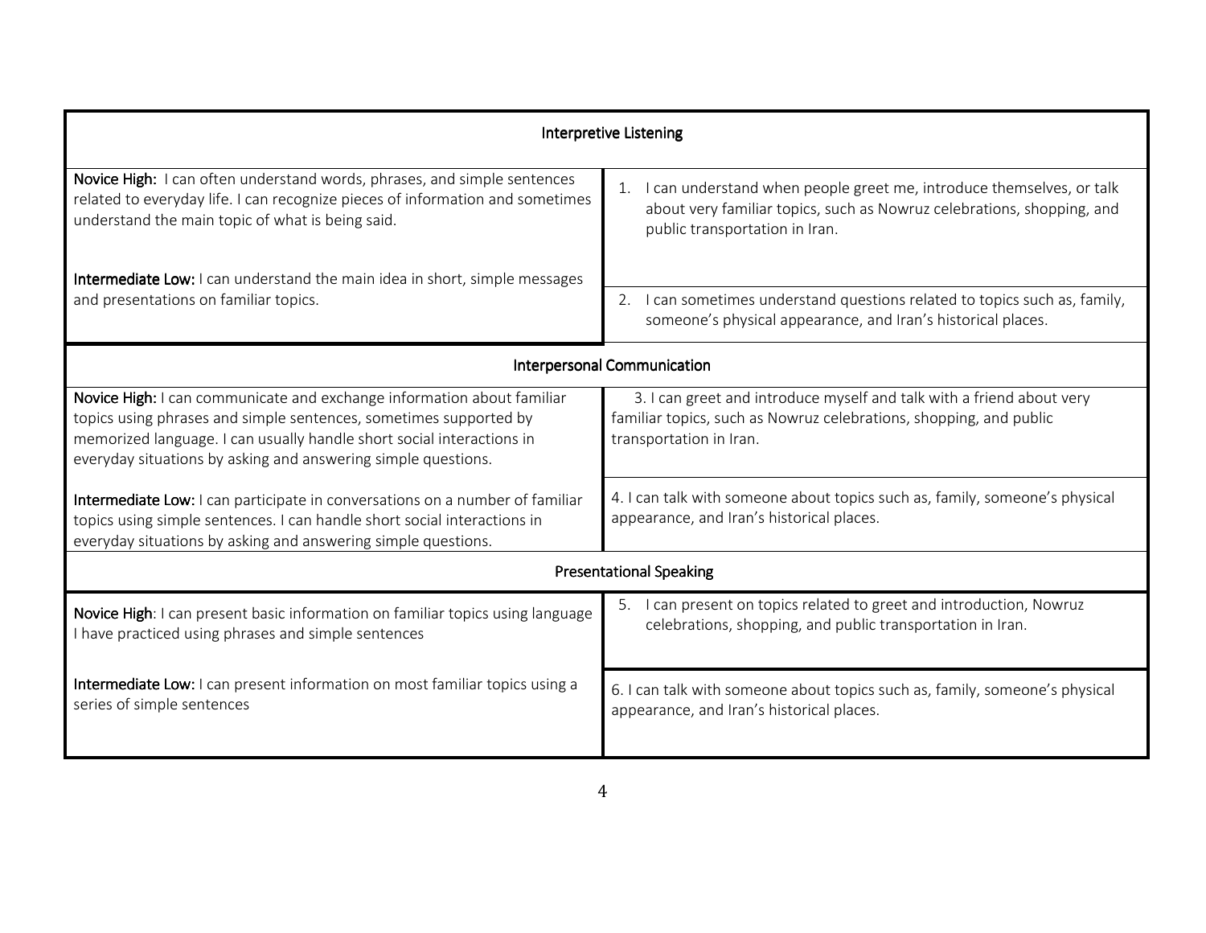| Interpretive Listening | |
|---|---|
| **Novice High:** I can often understand words, phrases, and simple sentences related to everyday life. I can recognize pieces of information and sometimes understand the main topic of what is being said.<br><br>**Intermediate Low:** I can understand the main idea in short, simple messages and presentations on familiar topics. | 1. I can understand when people greet me, introduce themselves, or talk about very familiar topics, such as Nowruz celebrations, shopping, and public transportation in Iran.<br><br>2. I can sometimes understand questions related to topics such as, family, someone's physical appearance, and Iran's historical places. |
| **Interpersonal Communication** | |
| **Novice High:** I can communicate and exchange information about familiar topics using phrases and simple sentences, sometimes supported by memorized language. I can usually handle short social interactions in everyday situations by asking and answering simple questions.<br><br>**Intermediate Low:** I can participate in conversations on a number of familiar topics using simple sentences. I can handle short social interactions in everyday situations by asking and answering simple questions. | 3. I can greet and introduce myself and talk with a friend about very familiar topics, such as Nowruz celebrations, shopping, and public transportation in Iran.<br><br>4. I can talk with someone about topics such as, family, someone's physical appearance, and Iran's historical places. |
| **Presentational Speaking** | |
| **Novice High**: I can present basic information on familiar topics using language I have practiced using phrases and simple sentences<br><br>**Intermediate Low:** I can present information on most familiar topics using a series of simple sentences | 5. I can present on topics related to greet and introduction, Nowruz celebrations, shopping, and public transportation in Iran.<br><br>6. I can talk with someone about topics such as, family, someone's physical appearance, and Iran's historical places. |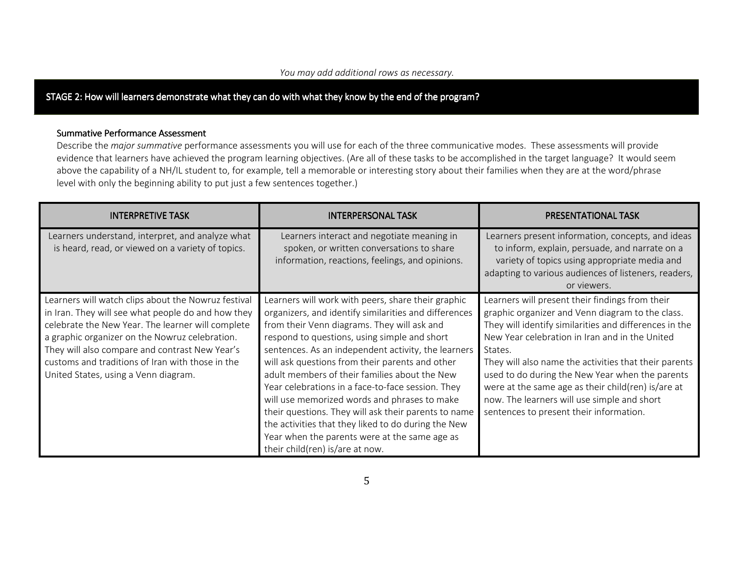*You may add additional rows as necessary.*

## STAGE 2: How will learners demonstrate what they can do with what they know by the end of the program?

### Summative Performance Assessment

Describe the *major summative* performance assessments you will use for each of the three communicative modes. These assessments will provide evidence that learners have achieved the program learning objectives. (Are all of these tasks to be accomplished in the target language? It would seem above the capability of a NH/IL student to, for example, tell a memorable or interesting story about their families when they are at the word/phrase level with only the beginning ability to put just a few sentences together.)

| INTERPRETIVE TASK | INTERPERSONAL TASK | PRESENTATIONAL TASK |
|---|---|---|
| Learners understand, interpret, and analyze what is heard, read, or viewed on a variety of topics. | Learners interact and negotiate meaning in spoken, or written conversations to share information, reactions, feelings, and opinions. | Learners present information, concepts, and ideas to inform, explain, persuade, and narrate on a variety of topics using appropriate media and adapting to various audiences of listeners, readers, or viewers. |
| Learners will watch clips about the Nowruz festival in Iran. They will see what people do and how they celebrate the New Year. The learner will complete a graphic organizer on the Nowruz celebration. They will also compare and contrast New Year's customs and traditions of Iran with those in the United States, using a Venn diagram. | Learners will work with peers, share their graphic organizers, and identify similarities and differences from their Venn diagrams. They will ask and respond to questions, using simple and short sentences. As an independent activity, the learners will ask questions from their parents and other adult members of their families about the New Year celebrations in a face-to-face session. They will use memorized words and phrases to make their questions. They will ask their parents to name the activities that they liked to do during the New Year when the parents were at the same age as their child(ren) is/are at now. | Learners will present their findings from their graphic organizer and Venn diagram to the class. They will identify similarities and differences in the New Year celebration in Iran and in the United States.<br>They will also name the activities that their parents used to do during the New Year when the parents were at the same age as their child(ren) is/are at now. The learners will use simple and short sentences to present their information. |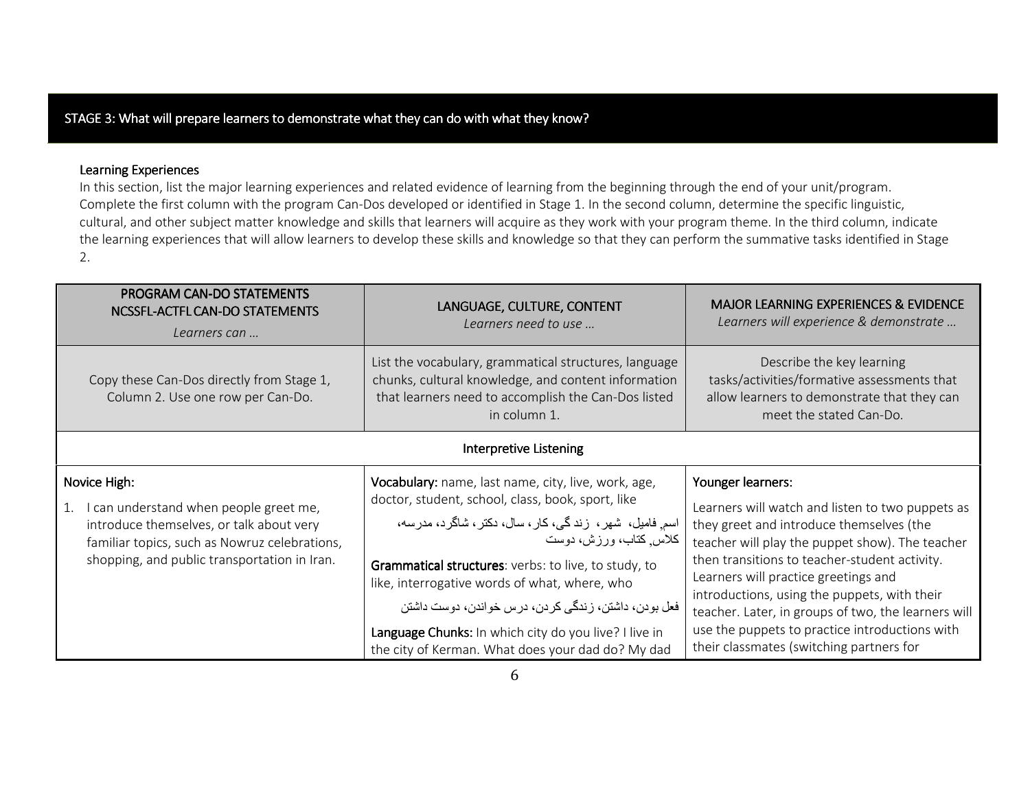## STAGE 3: What will prepare learners to demonstrate what they can do with what they know?

### Learning Experiences

In this section, list the major learning experiences and related evidence of learning from the beginning through the end of your unit/program. Complete the first column with the program Can-Dos developed or identified in Stage 1. In the second column, determine the specific linguistic, cultural, and other subject matter knowledge and skills that learners will acquire as they work with your program theme. In the third column, indicate the learning experiences that will allow learners to develop these skills and knowledge so that they can perform the summative tasks identified in Stage 2.

| PROGRAM CAN-DO STATEMENTS NCSSFL-ACTFL CAN-DO STATEMENTS *Learners can …* | LANGUAGE, CULTURE, CONTENT *Learners need to use …* | MAJOR LEARNING EXPERIENCES & EVIDENCE *Learners will experience & demonstrate …* |
|---|---|---|
| Copy these Can-Dos directly from Stage 1, Column 2. Use one row per Can-Do. | List the vocabulary, grammatical structures, language chunks, cultural knowledge, and content information that learners need to accomplish the Can-Dos listed in column 1. | Describe the key learning tasks/activities/formative assessments that allow learners to demonstrate that they can meet the stated Can-Do. |
| **Interpretive Listening** | | |
| Novice High:<br>1. I can understand when people greet me, introduce themselves, or talk about very familiar topics, such as Nowruz celebrations, shopping, and public transportation in Iran. | **Vocabulary:** name, last name, city, live, work, age, doctor, student, school, class, book, sport, like<br>اسم, فامیل، شهر، زندگی، کار، سال، دکتر، شاگرد، مدرسه، کلاس, کتاب، ورزش، دوست<br>**Grammatical structures**: verbs: to live, to study, to like, interrogative words of what, where, who<br>فعل بودن، داشتن، زندگی کردن، درس خواندن، دوست داشتن<br>**Language Chunks:** In which city do you live? I live in the city of Kerman. What does your dad do? My dad | Younger learners:<br>Learners will watch and listen to two puppets as they greet and introduce themselves (the teacher will play the puppet show). The teacher then transitions to teacher-student activity. Learners will practice greetings and introductions, using the puppets, with their teacher. Later, in groups of two, the learners will use the puppets to practice introductions with their classmates (switching partners for |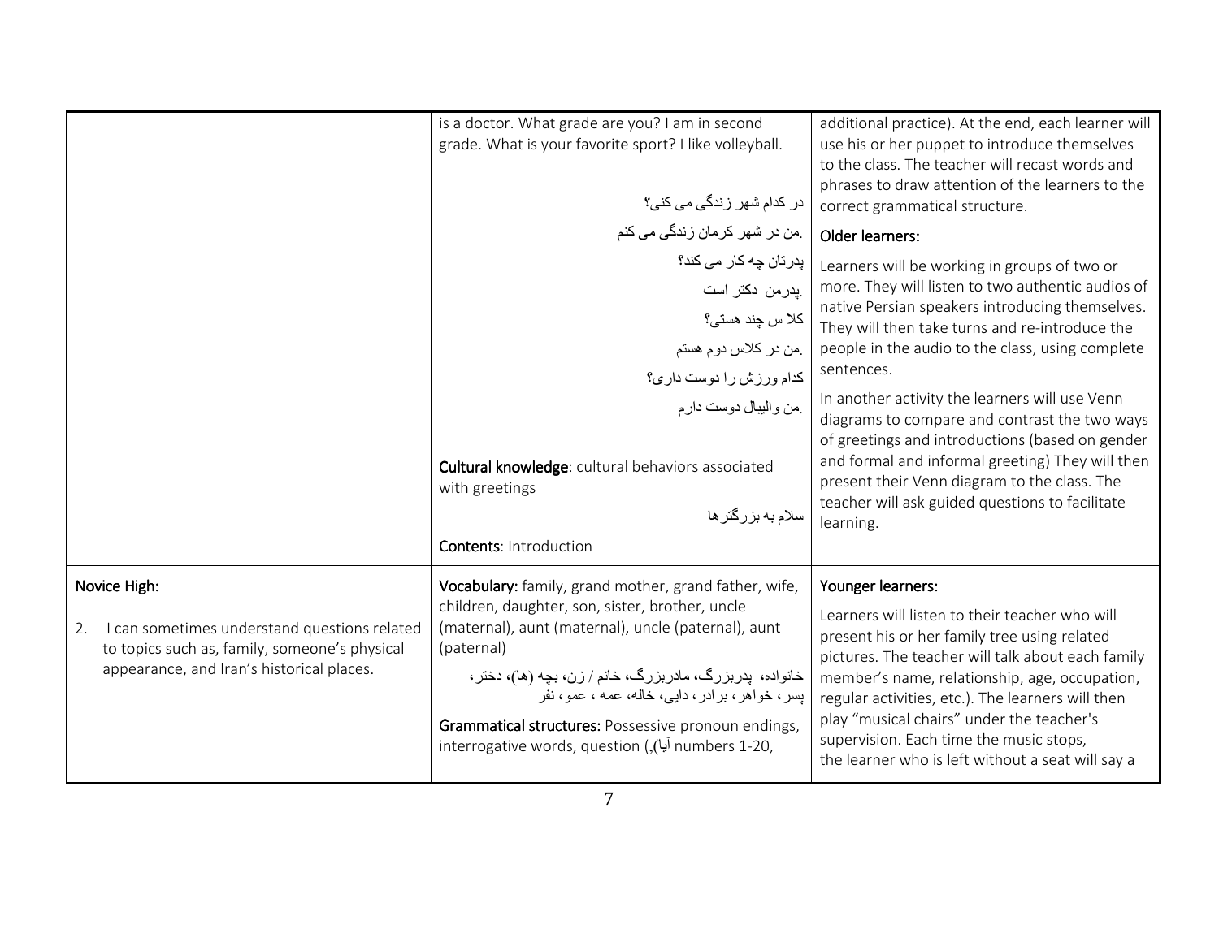| | | |
|---|---|---|
| | is a doctor. What grade are you? I am in second grade. What is your favorite sport? I like volleyball.<br><br>در کدام شهر زندگی می کنی؟<br>.من در شهر کرمان زندگی می کنم<br>پدرتان چه کار می کند؟<br>.پدرمن دکتر است<br>کلا س چند هستی؟<br>.من در کلاس دوم هستم<br>کدام ورزش را دوست داری؟<br>.من والیبال دوست دارم<br><br>**Cultural knowledge**: cultural behaviors associated with greetings<br><br>سلام به بزرگترها<br><br>**Contents**: Introduction | additional practice). At the end, each learner will use his or her puppet to introduce themselves to the class. The teacher will recast words and phrases to draw attention of the learners to the correct grammatical structure.<br><br>Older learners:<br><br>Learners will be working in groups of two or more. They will listen to two authentic audios of native Persian speakers introducing themselves. They will then take turns and re-introduce the people in the audio to the class, using complete sentences.<br><br>In another activity the learners will use Venn diagrams to compare and contrast the two ways of greetings and introductions (based on gender and formal and informal greeting) They will then present their Venn diagram to the class. The teacher will ask guided questions to facilitate learning. |
| Novice High:<br><br>2. I can sometimes understand questions related to topics such as, family, someone's physical appearance, and Iran's historical places. | **Vocabulary:** family, grand mother, grand father, wife, children, daughter, son, sister, brother, uncle (maternal), aunt (maternal), uncle (paternal), aunt (paternal)<br><br>خانواده، پدربزرگ، مادربزرگ، خانم / زن، بچه (ها)، دختر، پسر، خواهر، برادر، دایی، خاله، عمه ، عمو، نفر<br><br>**Grammatical structures:** Possessive pronoun endings, interrogative words, question (آیا,) numbers 1-20, | Younger learners:<br><br>Learners will listen to their teacher who will present his or her family tree using related pictures. The teacher will talk about each family member's name, relationship, age, occupation, regular activities, etc.). The learners will then play "musical chairs" under the teacher's supervision. Each time the music stops, the learner who is left without a seat will say a |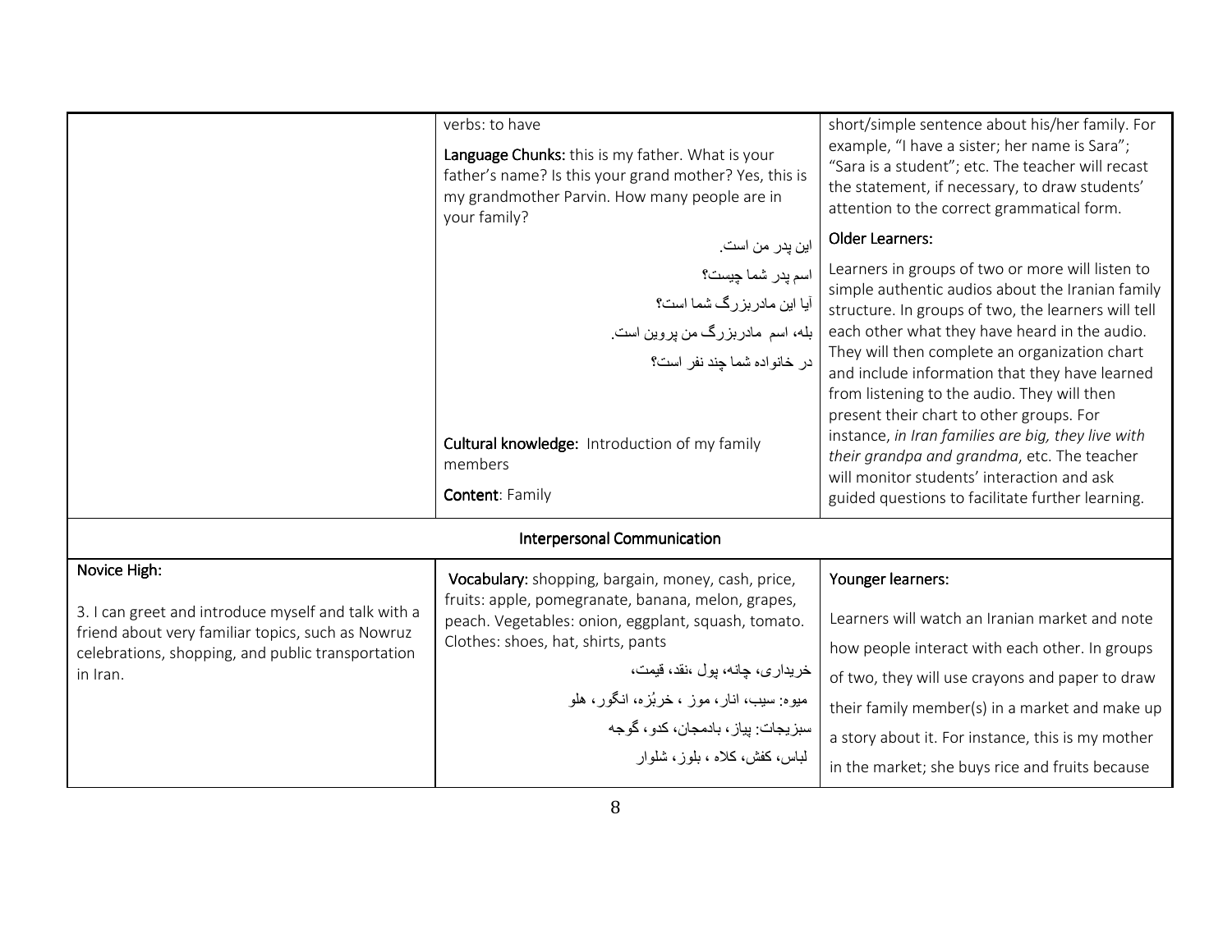| | | |
|---|---|---|
| | verbs: to have<br><br>**Language Chunks:** this is my father. What is your father's name? Is this your grand mother? Yes, this is my grandmother Parvin. How many people are in your family?<br><br>این پدر من است.<br>اسم پدر شما چیست؟<br>آیا این مادربزرگ شما است؟<br>بله، اسم مادربزرگ من پروین است.<br>در خانواده شما چند نفر است؟<br><br>**Cultural knowledge:** Introduction of my family members<br><br>**Content**: Family | short/simple sentence about his/her family. For example, "I have a sister; her name is Sara"; "Sara is a student"; etc. The teacher will recast the statement, if necessary, to draw students' attention to the correct grammatical form.<br><br>**Older Learners:**<br><br>Learners in groups of two or more will listen to simple authentic audios about the Iranian family structure. In groups of two, the learners will tell each other what they have heard in the audio. They will then complete an organization chart and include information that they have learned from listening to the audio. They will then present their chart to other groups. For instance, *in Iran families are big, they live with their grandpa and grandma*, etc. The teacher will monitor students' interaction and ask guided questions to facilitate further learning. |
| **Interpersonal Communication** | | |
| **Novice High:**<br><br>3. I can greet and introduce myself and talk with a friend about very familiar topics, such as Nowruz celebrations, shopping, and public transportation in Iran. | **Vocabulary:** shopping, bargain, money, cash, price, fruits: apple, pomegranate, banana, melon, grapes, peach. Vegetables: onion, eggplant, squash, tomato. Clothes: shoes, hat, shirts, pants<br><br>خریداری، چانه، پول ،نقد، قیمت،<br>میوه: سیب، انار، موز ، خربُزه، انگور، هلو<br>سبزیجات: پیاز، بادمجان، کدو، گوجه<br>لباس، کفش، کلاه ، بلوز، شلوار | **Younger learners:**<br><br>Learners will watch an Iranian market and note how people interact with each other. In groups of two, they will use crayons and paper to draw their family member(s) in a market and make up a story about it. For instance, this is my mother in the market; she buys rice and fruits because |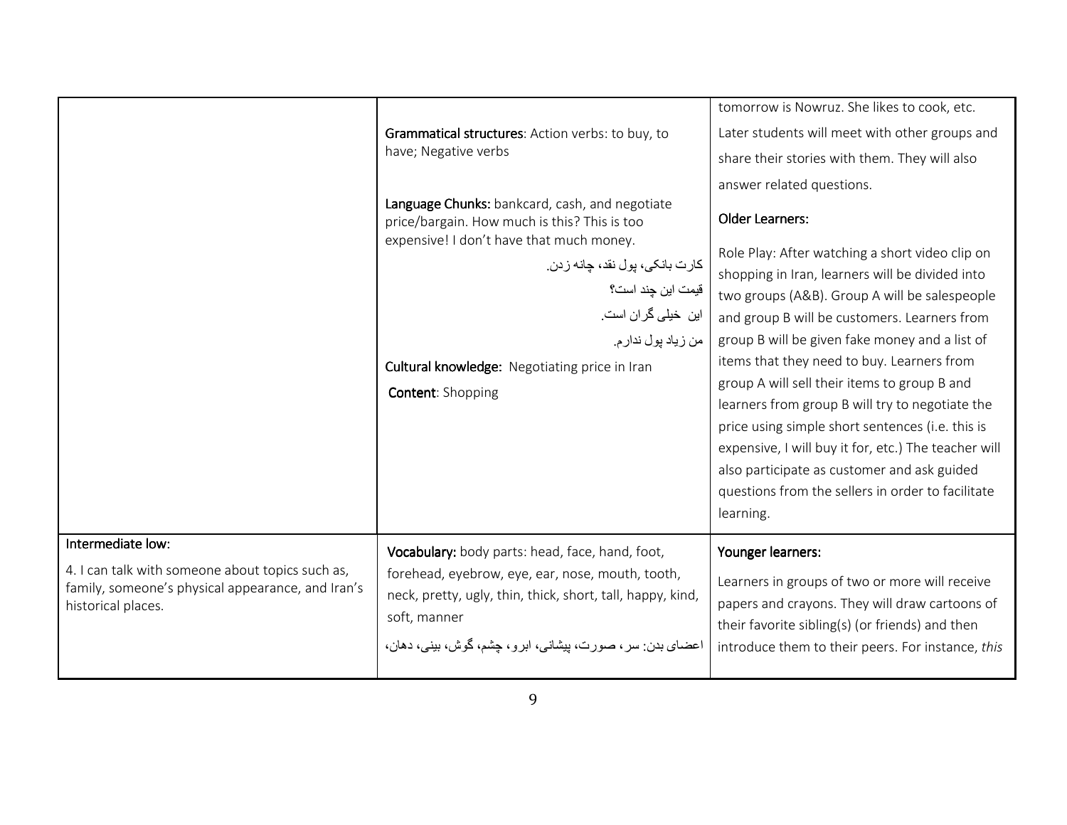| | | |
|---|---|---|
| | **Grammatical structures**: Action verbs: to buy, to have; Negative verbs<br><br>**Language Chunks:** bankcard, cash, and negotiate price/bargain. How much is this? This is too expensive! I don't have that much money.<br><br>کارت بانکی، پول نقد، چانه زدن.<br>قیمت این چند است؟<br>این خیلی گران است.<br>من زیاد پول ندارم.<br><br>**Cultural knowledge:** Negotiating price in Iran<br><br>**Content**: Shopping | tomorrow is Nowruz. She likes to cook, etc. Later students will meet with other groups and share their stories with them. They will also answer related questions.<br><br>**Older Learners:**<br><br>Role Play: After watching a short video clip on shopping in Iran, learners will be divided into two groups (A&B). Group A will be salespeople and group B will be customers. Learners from group B will be given fake money and a list of items that they need to buy. Learners from group A will sell their items to group B and learners from group B will try to negotiate the price using simple short sentences (i.e. this is expensive, I will buy it for, etc.) The teacher will also participate as customer and ask guided questions from the sellers in order to facilitate learning. |
| Intermediate low:<br><br>4. I can talk with someone about topics such as, family, someone's physical appearance, and Iran's historical places. | **Vocabulary:** body parts: head, face, hand, foot, forehead, eyebrow, eye, ear, nose, mouth, tooth, neck, pretty, ugly, thin, thick, short, tall, happy, kind, soft, manner<br><br>اعضای بدن: سر، صورت، پیشانی، ابرو، چشم، گوش، بینی، دهان، | **Younger learners:**<br><br>Learners in groups of two or more will receive papers and crayons. They will draw cartoons of their favorite sibling(s) (or friends) and then introduce them to their peers. For instance, *this* |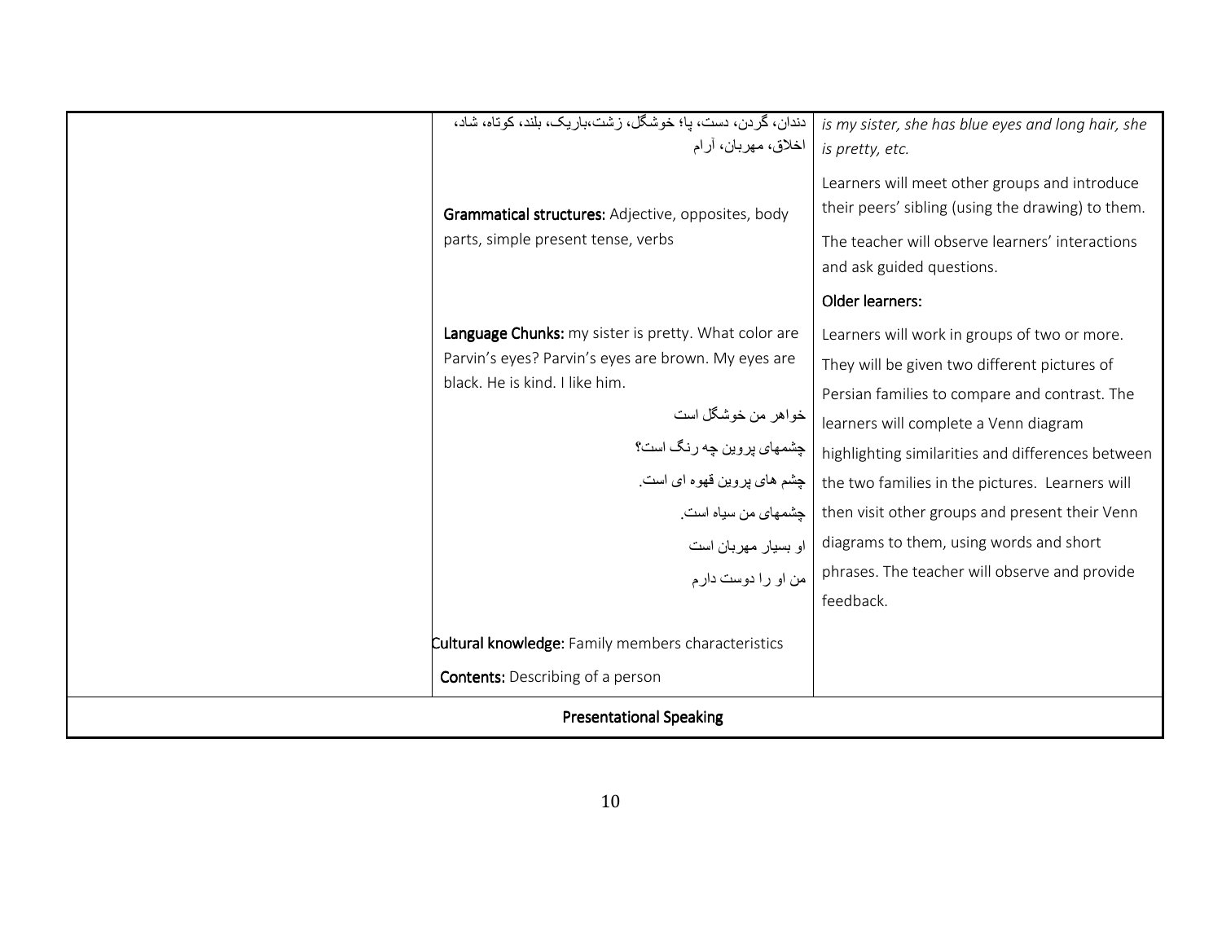| | | |
|---|---|---|
| | دندان، گردن، دست، پا؛ خوشگل، زشت،باریک، بلند، کوتاه، شاد، اخلاق، مهربان، آرام<br><br>**Grammatical structures:** Adjective, opposites, body parts, simple present tense, verbs<br><br>**Language Chunks:** my sister is pretty. What color are Parvin's eyes? Parvin's eyes are brown. My eyes are black. He is kind. I like him.<br><br>خواهر من خوشگل است<br><br>چشمهای پروین چه رنگ است؟<br><br>چشم های پروین قهوه ای است.<br><br>چشمهای من سیاه است.<br><br>او بسیار مهربان است<br><br>من او را دوست دارم<br><br>**Cultural knowledge:** Family members characteristics<br><br>**Contents:** Describing of a person | *is my sister, she has blue eyes and long hair, she is pretty, etc.*<br><br>Learners will meet other groups and introduce their peers' sibling (using the drawing) to them.<br><br>The teacher will observe learners' interactions and ask guided questions.<br><br>Older learners:<br><br>Learners will work in groups of two or more. They will be given two different pictures of Persian families to compare and contrast. The learners will complete a Venn diagram highlighting similarities and differences between the two families in the pictures. Learners will then visit other groups and present their Venn diagrams to them, using words and short phrases. The teacher will observe and provide feedback. |
| **Presentational Speaking** | | |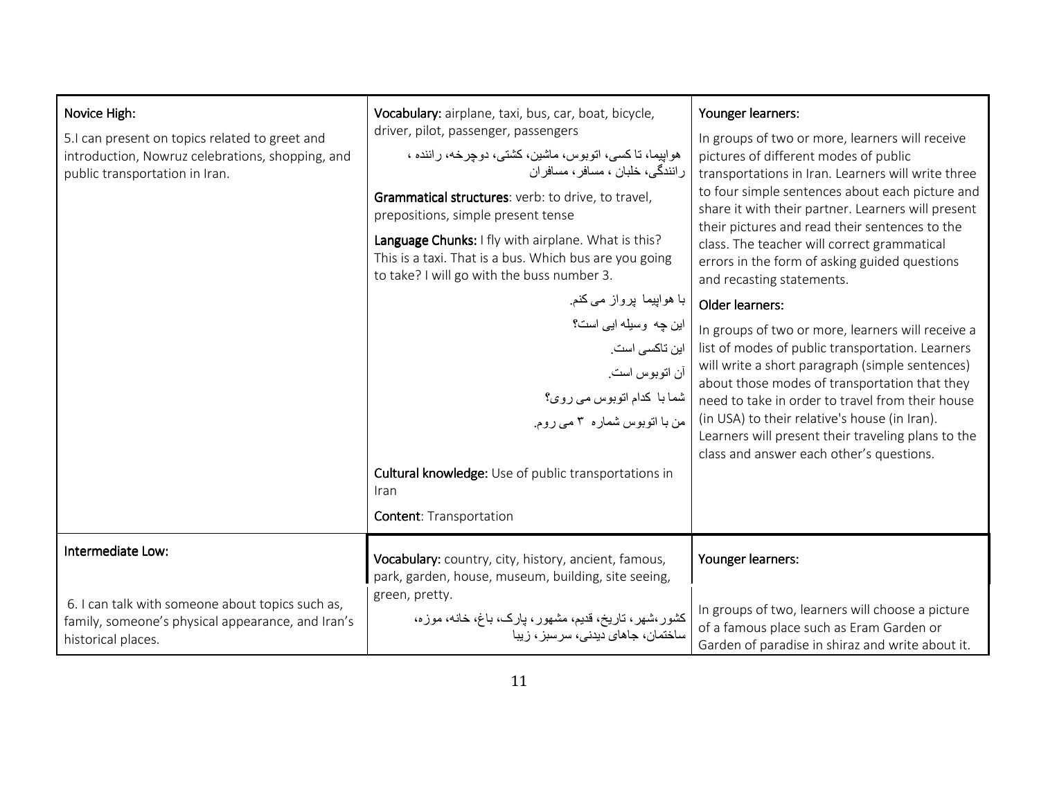| Novice High: 5.I can present on topics related to greet and introduction, Nowruz celebrations, shopping, and public transportation in Iran. | **Vocabulary:** airplane, taxi, bus, car, boat, bicycle, driver, pilot, passenger, passengers<br>هواپیما، تاکسی، اتوبوس، ماشین، کشتی، دوچرخه، راننده ، رانندگی، خلبان ، مسافر، مسافران<br>**Grammatical structures**: verb: to drive, to travel, prepositions, simple present tense<br>**Language Chunks:** I fly with airplane. What is this? This is a taxi. That is a bus. Which bus are you going to take? I will go with the buss number 3.<br>با هواپیما پرواز می کنم.<br>این چه وسیله ایی است؟<br>این تاکسی است.<br>آن اتوبوس است.<br>شما با کدام اتوبوس می روی؟<br>من با اتوبوس شماره ۳ می روم.<br>**Cultural knowledge:** Use of public transportations in Iran<br>**Content**: Transportation | Younger learners:<br>In groups of two or more, learners will receive pictures of different modes of public transportations in Iran. Learners will write three to four simple sentences about each picture and share it with their partner. Learners will present their pictures and read their sentences to the class. The teacher will correct grammatical errors in the form of asking guided questions and recasting statements.<br>Older learners:<br>In groups of two or more, learners will receive a list of modes of public transportation. Learners will write a short paragraph (simple sentences) about those modes of transportation that they need to take in order to travel from their house (in USA) to their relative's house (in Iran). Learners will present their traveling plans to the class and answer each other's questions. |
|---|---|---|
| Intermediate Low:<br>6. I can talk with someone about topics such as, family, someone's physical appearance, and Iran's historical places. | **Vocabulary:** country, city, history, ancient, famous, park, garden, house, museum, building, site seeing, green, pretty.<br>کشور،شهر، تاریخ، قدیم، مشهور، پارک، باغ، خانه، موزه، ساختمان، جاهای دیدنی، سرسبز، زیبا | Younger learners:<br>In groups of two, learners will choose a picture of a famous place such as Eram Garden or Garden of paradise in shiraz and write about it. |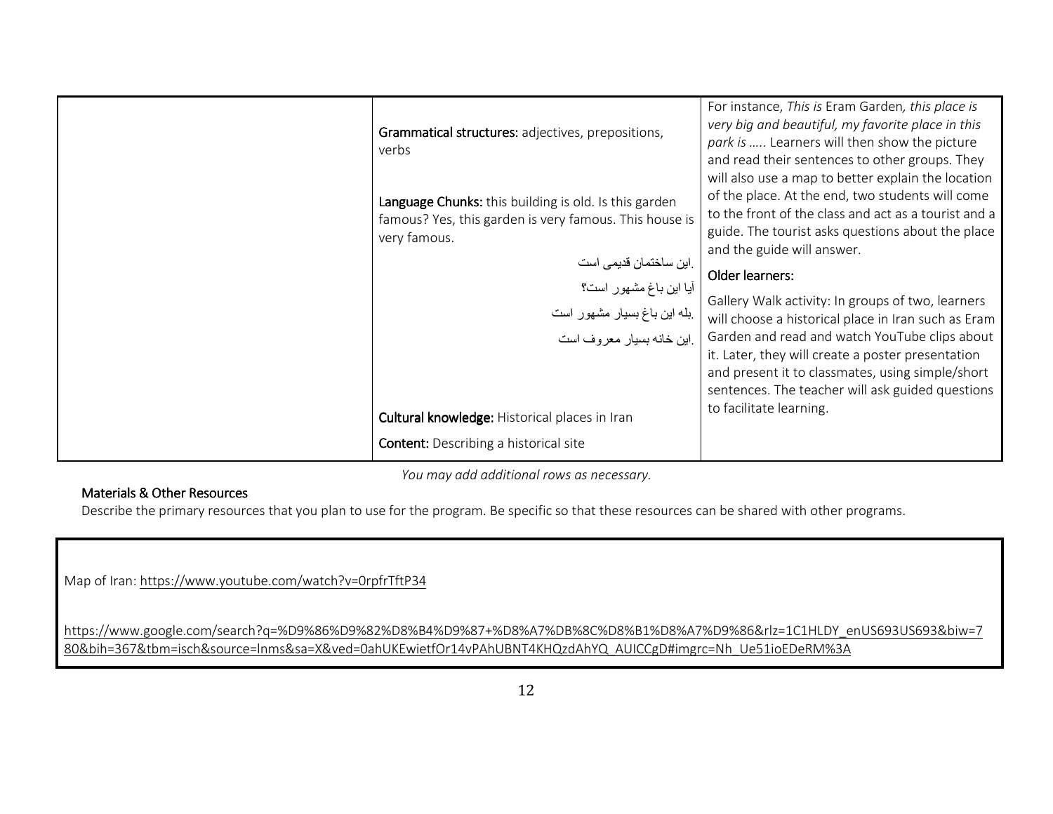| | | |
|---|---|---|
| | **Grammatical structures:** adjectives, prepositions, verbs<br><br>**Language Chunks:** this building is old. Is this garden famous? Yes, this garden is very famous. This house is very famous.<br><br>.این ساختمان قدیمی است<br>آیا این باغ مشهور است؟<br>.بله این باغ بسیار مشهور است<br>.این خانه بسیار معروف است<br><br>**Cultural knowledge:** Historical places in Iran<br><br>**Content:** Describing a historical site | For instance, *This is* Eram Garden*, this place is very big and beautiful, my favorite place in this park is …..* Learners will then show the picture and read their sentences to other groups. They will also use a map to better explain the location of the place. At the end, two students will come to the front of the class and act as a tourist and a guide. The tourist asks questions about the place and the guide will answer.<br><br>Older learners:<br><br>Gallery Walk activity: In groups of two, learners will choose a historical place in Iran such as Eram Garden and read and watch YouTube clips about it. Later, they will create a poster presentation and present it to classmates, using simple/short sentences. The teacher will ask guided questions to facilitate learning. |

*You may add additional rows as necessary.*

### Materials & Other Resources

Describe the primary resources that you plan to use for the program. Be specific so that these resources can be shared with other programs.

| |
|---|
| Map of Iran: https://www.youtube.com/watch?v=0rpfrTftP34<br><br>https://www.google.com/search?q=%D9%86%D9%82%D8%B4%D9%87+%D8%A7%DB%8C%D8%B1%D8%A7%D9%86&rlz=1C1HLDY_enUS693US693&biw=780&bih=367&tbm=isch&source=lnms&sa=X&ved=0ahUKEwietfOr14vPAhUBNT4KHQzdAhYQ_AUICCgD#imgrc=Nh_Ue51ioEDeRM%3A |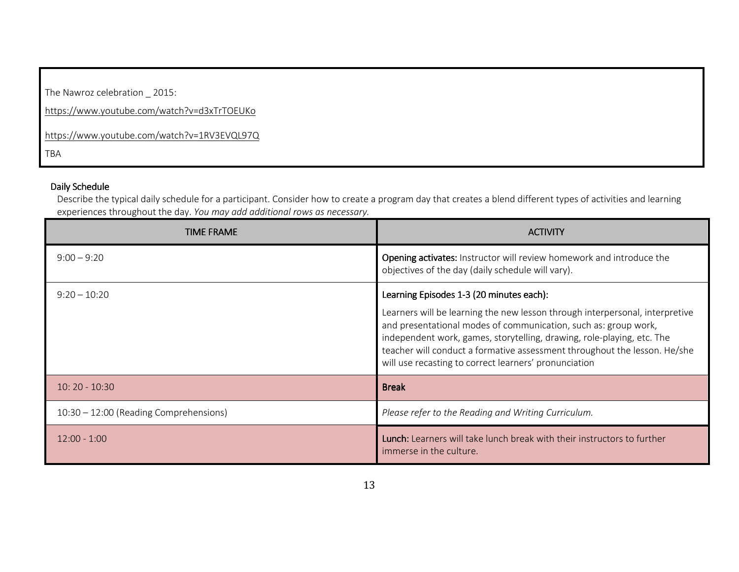The Nawroz celebration _ 2015:

https://www.youtube.com/watch?v=d3xTrTOEUKo

https://www.youtube.com/watch?v=1RV3EVQL97Q

TBA

### Daily Schedule

Describe the typical daily schedule for a participant. Consider how to create a program day that creates a blend different types of activities and learning experiences throughout the day. *You may add additional rows as necessary.*

| TIME FRAME | ACTIVITY |
| --- | --- |
| 9:00 – 9:20 | **Opening activates:** Instructor will review homework and introduce the objectives of the day (daily schedule will vary). |
| 9:20 – 10:20 | **Learning Episodes 1-3 (20 minutes each):** Learners will be learning the new lesson through interpersonal, interpretive and presentational modes of communication, such as: group work, independent work, games, storytelling, drawing, role-playing, etc. The teacher will conduct a formative assessment throughout the lesson. He/she will use recasting to correct learners' pronunciation |
| 10: 20 - 10:30 | **Break** |
| 10:30 – 12:00 (Reading Comprehensions) | *Please refer to the Reading and Writing Curriculum.* |
| 12:00 - 1:00 | **Lunch:** Learners will take lunch break with their instructors to further immerse in the culture. |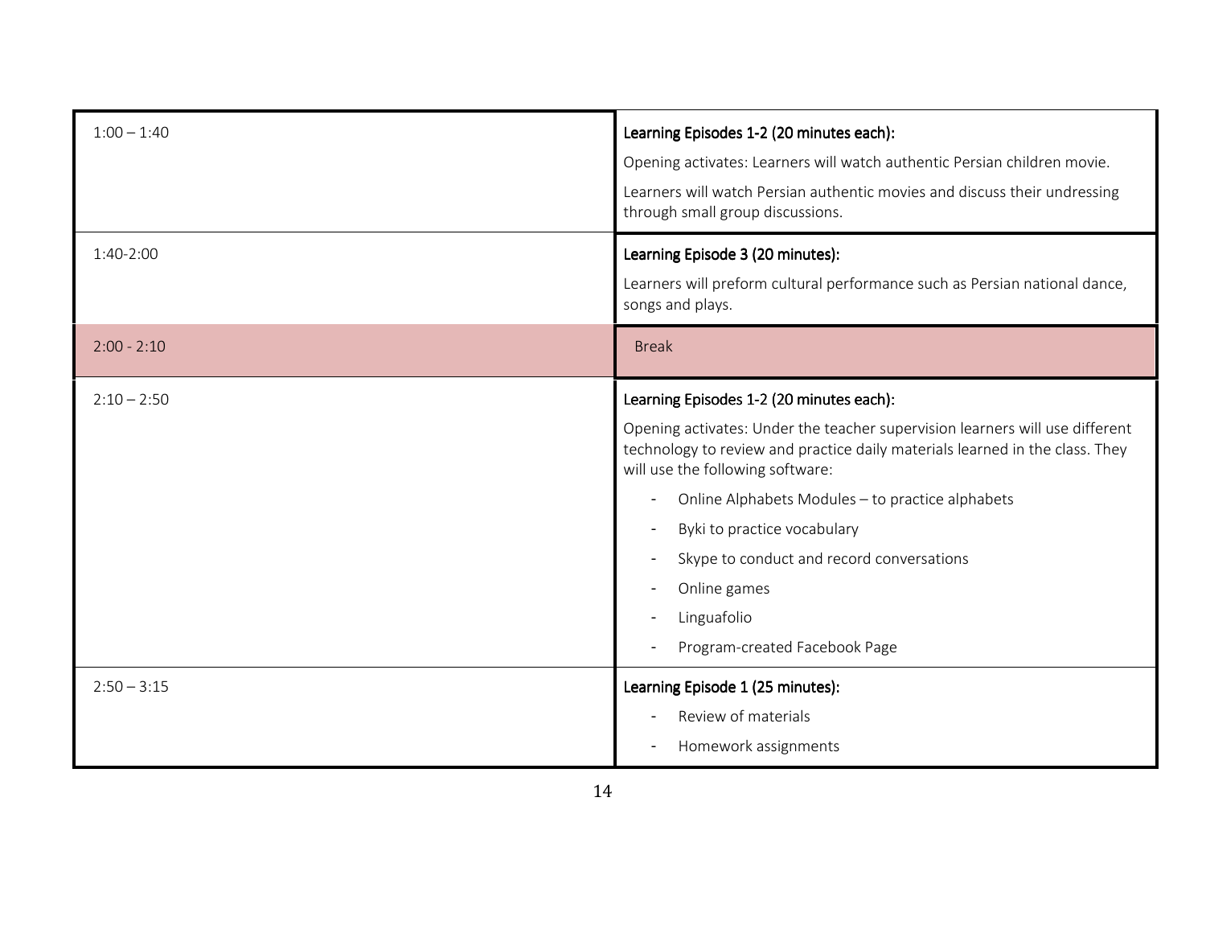| | |
|---|---|
| 1:00 – 1:40 | **Learning Episodes 1-2 (20 minutes each):**<br>Opening activates: Learners will watch authentic Persian children movie.<br>Learners will watch Persian authentic movies and discuss their undressing through small group discussions. |
| 1:40-2:00 | **Learning Episode 3 (20 minutes):**<br>Learners will preform cultural performance such as Persian national dance, songs and plays. |
| 2:00 - 2:10 | Break |
| 2:10 – 2:50 | **Learning Episodes 1-2 (20 minutes each):**<br>Opening activates: Under the teacher supervision learners will use different technology to review and practice daily materials learned in the class. They will use the following software:<br>- Online Alphabets Modules – to practice alphabets<br>- Byki to practice vocabulary<br>- Skype to conduct and record conversations<br>- Online games<br>- Linguafolio<br>- Program-created Facebook Page |
| 2:50 – 3:15 | **Learning Episode 1 (25 minutes):**<br>- Review of materials<br>- Homework assignments |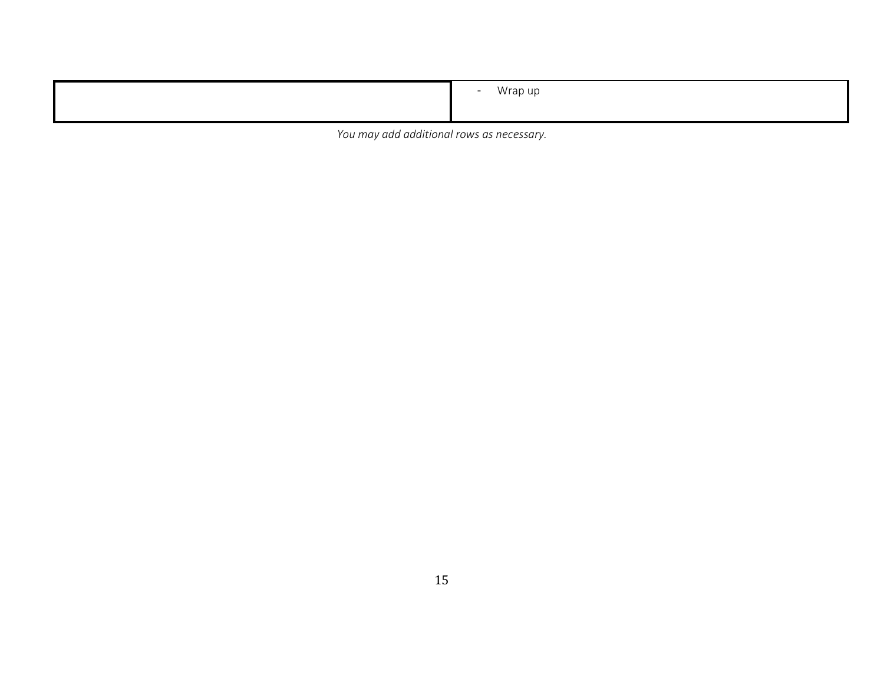| | |
|---|---|
| | - Wrap up |

*You may add additional rows as necessary.*